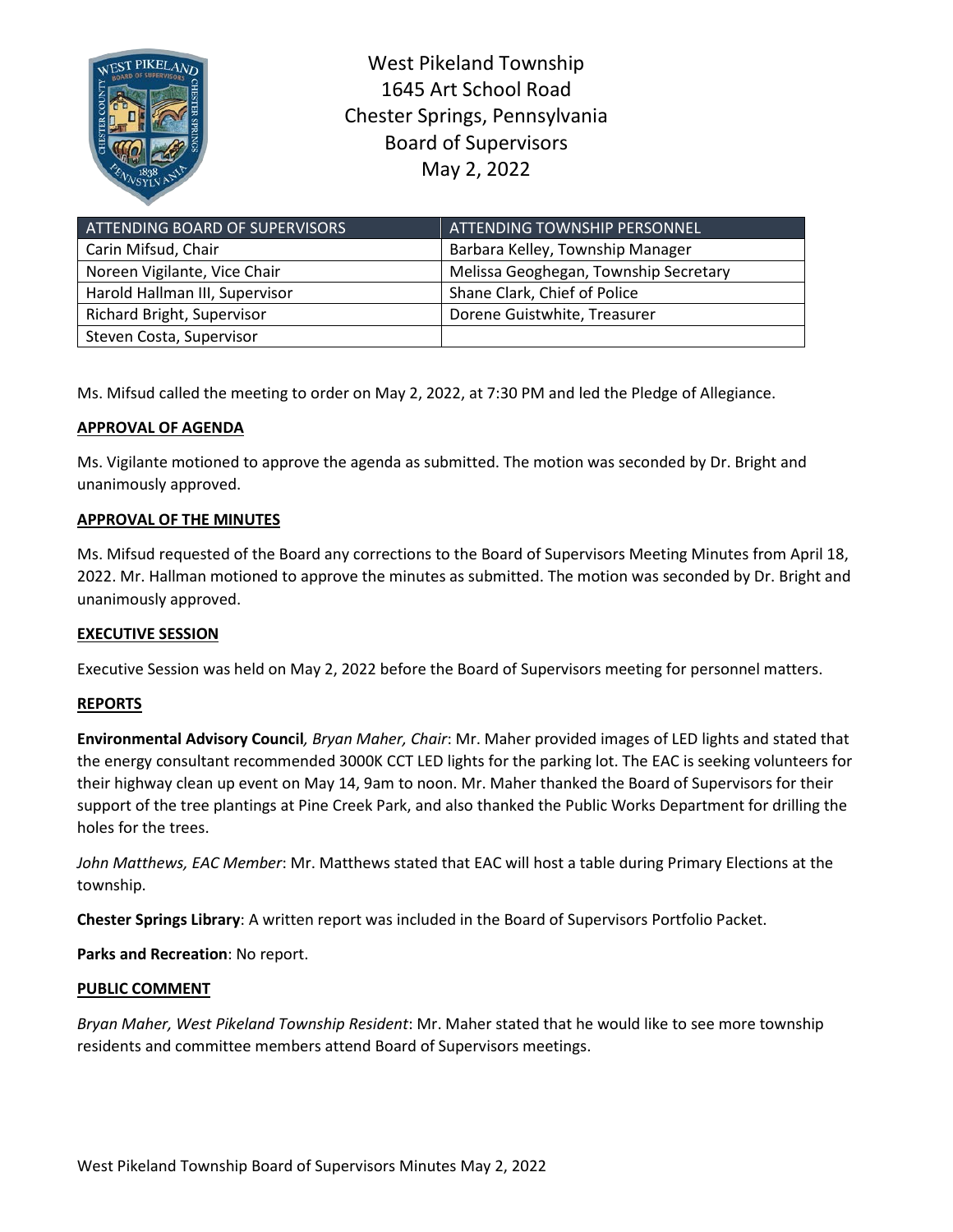# West Pikeland Township
1645 Art School Road
Chester Springs, Pennsylvania
Board of Supervisors
May 2, 2022

| ATTENDING BOARD OF SUPERVISORS | ATTENDING TOWNSHIP PERSONNEL |
|---|---|
| Carin Mifsud, Chair | Barbara Kelley, Township Manager |
| Noreen Vigilante, Vice Chair | Melissa Geoghegan, Township Secretary |
| Harold Hallman III, Supervisor | Shane Clark, Chief of Police |
| Richard Bright, Supervisor | Dorene Guistwhite, Treasurer |
| Steven Costa, Supervisor | |

Ms. Mifsud called the meeting to order on May 2, 2022, at 7:30 PM and led the Pledge of Allegiance.

**APPROVAL OF AGENDA**

Ms. Vigilante motioned to approve the agenda as submitted. The motion was seconded by Dr. Bright and unanimously approved.

**APPROVAL OF THE MINUTES**

Ms. Mifsud requested of the Board any corrections to the Board of Supervisors Meeting Minutes from April 18, 2022. Mr. Hallman motioned to approve the minutes as submitted. The motion was seconded by Dr. Bright and unanimously approved.

**EXECUTIVE SESSION**

Executive Session was held on May 2, 2022 before the Board of Supervisors meeting for personnel matters.

**REPORTS**

**Environmental Advisory Council***, Bryan Maher, Chair*: Mr. Maher provided images of LED lights and stated that the energy consultant recommended 3000K CCT LED lights for the parking lot. The EAC is seeking volunteers for their highway clean up event on May 14, 9am to noon. Mr. Maher thanked the Board of Supervisors for their support of the tree plantings at Pine Creek Park, and also thanked the Public Works Department for drilling the holes for the trees.

*John Matthews, EAC Member*: Mr. Matthews stated that EAC will host a table during Primary Elections at the township.

**Chester Springs Library**: A written report was included in the Board of Supervisors Portfolio Packet.

**Parks and Recreation**: No report.

**PUBLIC COMMENT**

*Bryan Maher, West Pikeland Township Resident*: Mr. Maher stated that he would like to see more township residents and committee members attend Board of Supervisors meetings.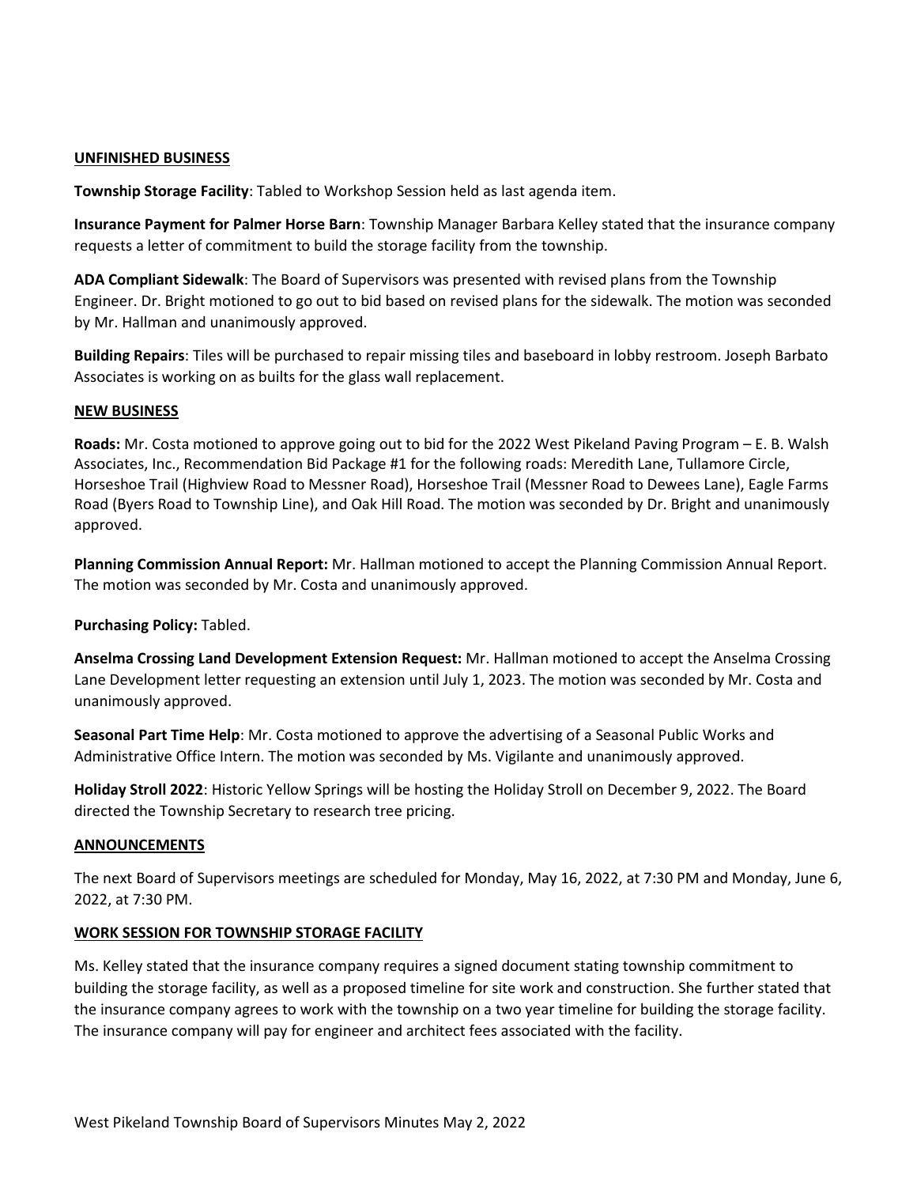**UNFINISHED BUSINESS**

**Township Storage Facility**: Tabled to Workshop Session held as last agenda item.

**Insurance Payment for Palmer Horse Barn**: Township Manager Barbara Kelley stated that the insurance company requests a letter of commitment to build the storage facility from the township.

**ADA Compliant Sidewalk**: The Board of Supervisors was presented with revised plans from the Township Engineer. Dr. Bright motioned to go out to bid based on revised plans for the sidewalk. The motion was seconded by Mr. Hallman and unanimously approved.

**Building Repairs**: Tiles will be purchased to repair missing tiles and baseboard in lobby restroom. Joseph Barbato Associates is working on as builts for the glass wall replacement.

**NEW BUSINESS**

**Roads:** Mr. Costa motioned to approve going out to bid for the 2022 West Pikeland Paving Program – E. B. Walsh Associates, Inc., Recommendation Bid Package #1 for the following roads: Meredith Lane, Tullamore Circle, Horseshoe Trail (Highview Road to Messner Road), Horseshoe Trail (Messner Road to Dewees Lane), Eagle Farms Road (Byers Road to Township Line), and Oak Hill Road. The motion was seconded by Dr. Bright and unanimously approved.

**Planning Commission Annual Report:** Mr. Hallman motioned to accept the Planning Commission Annual Report. The motion was seconded by Mr. Costa and unanimously approved.

**Purchasing Policy:** Tabled.

**Anselma Crossing Land Development Extension Request:** Mr. Hallman motioned to accept the Anselma Crossing Lane Development letter requesting an extension until July 1, 2023. The motion was seconded by Mr. Costa and unanimously approved.

**Seasonal Part Time Help**: Mr. Costa motioned to approve the advertising of a Seasonal Public Works and Administrative Office Intern. The motion was seconded by Ms. Vigilante and unanimously approved.

**Holiday Stroll 2022**: Historic Yellow Springs will be hosting the Holiday Stroll on December 9, 2022. The Board directed the Township Secretary to research tree pricing.

**ANNOUNCEMENTS**

The next Board of Supervisors meetings are scheduled for Monday, May 16, 2022, at 7:30 PM and Monday, June 6, 2022, at 7:30 PM.

**WORK SESSION FOR TOWNSHIP STORAGE FACILITY**

Ms. Kelley stated that the insurance company requires a signed document stating township commitment to building the storage facility, as well as a proposed timeline for site work and construction. She further stated that the insurance company agrees to work with the township on a two year timeline for building the storage facility. The insurance company will pay for engineer and architect fees associated with the facility.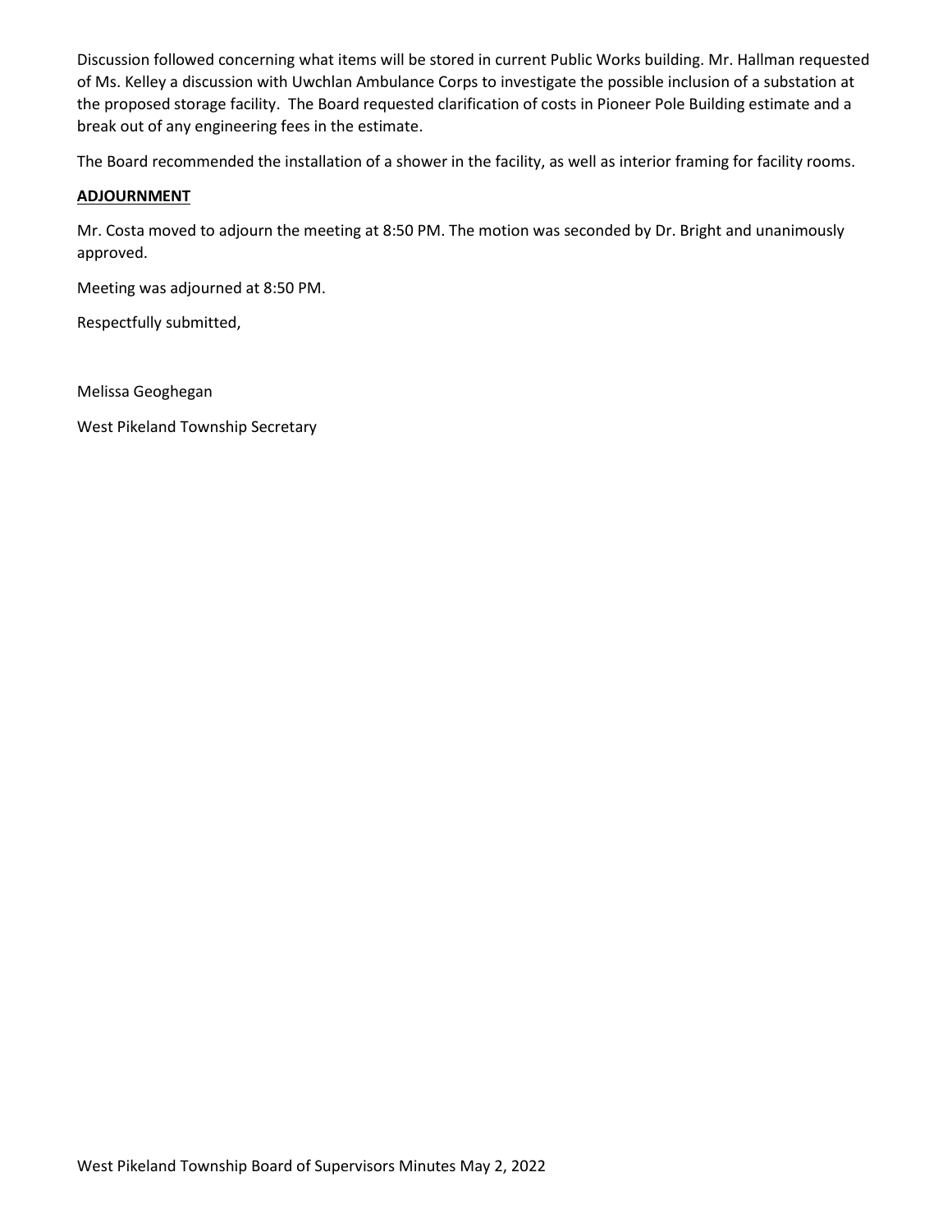Discussion followed concerning what items will be stored in current Public Works building. Mr. Hallman requested of Ms. Kelley a discussion with Uwchlan Ambulance Corps to investigate the possible inclusion of a substation at the proposed storage facility. The Board requested clarification of costs in Pioneer Pole Building estimate and a break out of any engineering fees in the estimate.

The Board recommended the installation of a shower in the facility, as well as interior framing for facility rooms.

**ADJOURNMENT**

Mr. Costa moved to adjourn the meeting at 8:50 PM. The motion was seconded by Dr. Bright and unanimously approved.

Meeting was adjourned at 8:50 PM.

Respectfully submitted,

Melissa Geoghegan

West Pikeland Township Secretary